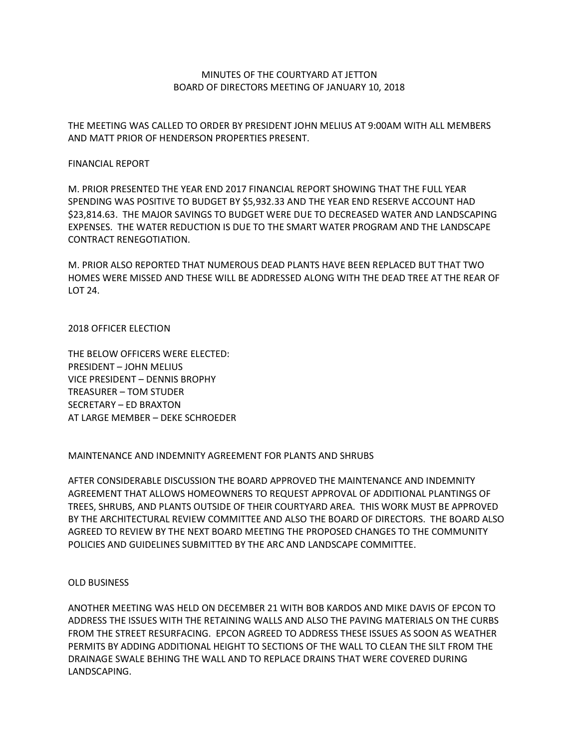# MINUTES OF THE COURTYARD AT JETTON
## BOARD OF DIRECTORS MEETING OF JANUARY 10, 2018

THE MEETING WAS CALLED TO ORDER BY PRESIDENT JOHN MELIUS AT 9:00AM WITH ALL MEMBERS AND MATT PRIOR OF HENDERSON PROPERTIES PRESENT.

### FINANCIAL REPORT

M. PRIOR PRESENTED THE YEAR END 2017 FINANCIAL REPORT SHOWING THAT THE FULL YEAR SPENDING WAS POSITIVE TO BUDGET BY $5,932.33 AND THE YEAR END RESERVE ACCOUNT HAD $23,814.63. THE MAJOR SAVINGS TO BUDGET WERE DUE TO DECREASED WATER AND LANDSCAPING EXPENSES. THE WATER REDUCTION IS DUE TO THE SMART WATER PROGRAM AND THE LANDSCAPE CONTRACT RENEGOTIATION.

M. PRIOR ALSO REPORTED THAT NUMEROUS DEAD PLANTS HAVE BEEN REPLACED BUT THAT TWO HOMES WERE MISSED AND THESE WILL BE ADDRESSED ALONG WITH THE DEAD TREE AT THE REAR OF LOT 24.

### 2018 OFFICER ELECTION

THE BELOW OFFICERS WERE ELECTED:
PRESIDENT – JOHN MELIUS
VICE PRESIDENT – DENNIS BROPHY
TREASURER – TOM STUDER
SECRETARY – ED BRAXTON
AT LARGE MEMBER – DEKE SCHROEDER

### MAINTENANCE AND INDEMNITY AGREEMENT FOR PLANTS AND SHRUBS

AFTER CONSIDERABLE DISCUSSION THE BOARD APPROVED THE MAINTENANCE AND INDEMNITY AGREEMENT THAT ALLOWS HOMEOWNERS TO REQUEST APPROVAL OF ADDITIONAL PLANTINGS OF TREES, SHRUBS, AND PLANTS OUTSIDE OF THEIR COURTYARD AREA. THIS WORK MUST BE APPROVED BY THE ARCHITECTURAL REVIEW COMMITTEE AND ALSO THE BOARD OF DIRECTORS. THE BOARD ALSO AGREED TO REVIEW BY THE NEXT BOARD MEETING THE PROPOSED CHANGES TO THE COMMUNITY POLICIES AND GUIDELINES SUBMITTED BY THE ARC AND LANDSCAPE COMMITTEE.

### OLD BUSINESS

ANOTHER MEETING WAS HELD ON DECEMBER 21 WITH BOB KARDOS AND MIKE DAVIS OF EPCON TO ADDRESS THE ISSUES WITH THE RETAINING WALLS AND ALSO THE PAVING MATERIALS ON THE CURBS FROM THE STREET RESURFACING. EPCON AGREED TO ADDRESS THESE ISSUES AS SOON AS WEATHER PERMITS BY ADDING ADDITIONAL HEIGHT TO SECTIONS OF THE WALL TO CLEAN THE SILT FROM THE DRAINAGE SWALE BEHING THE WALL AND TO REPLACE DRAINS THAT WERE COVERED DURING LANDSCAPING.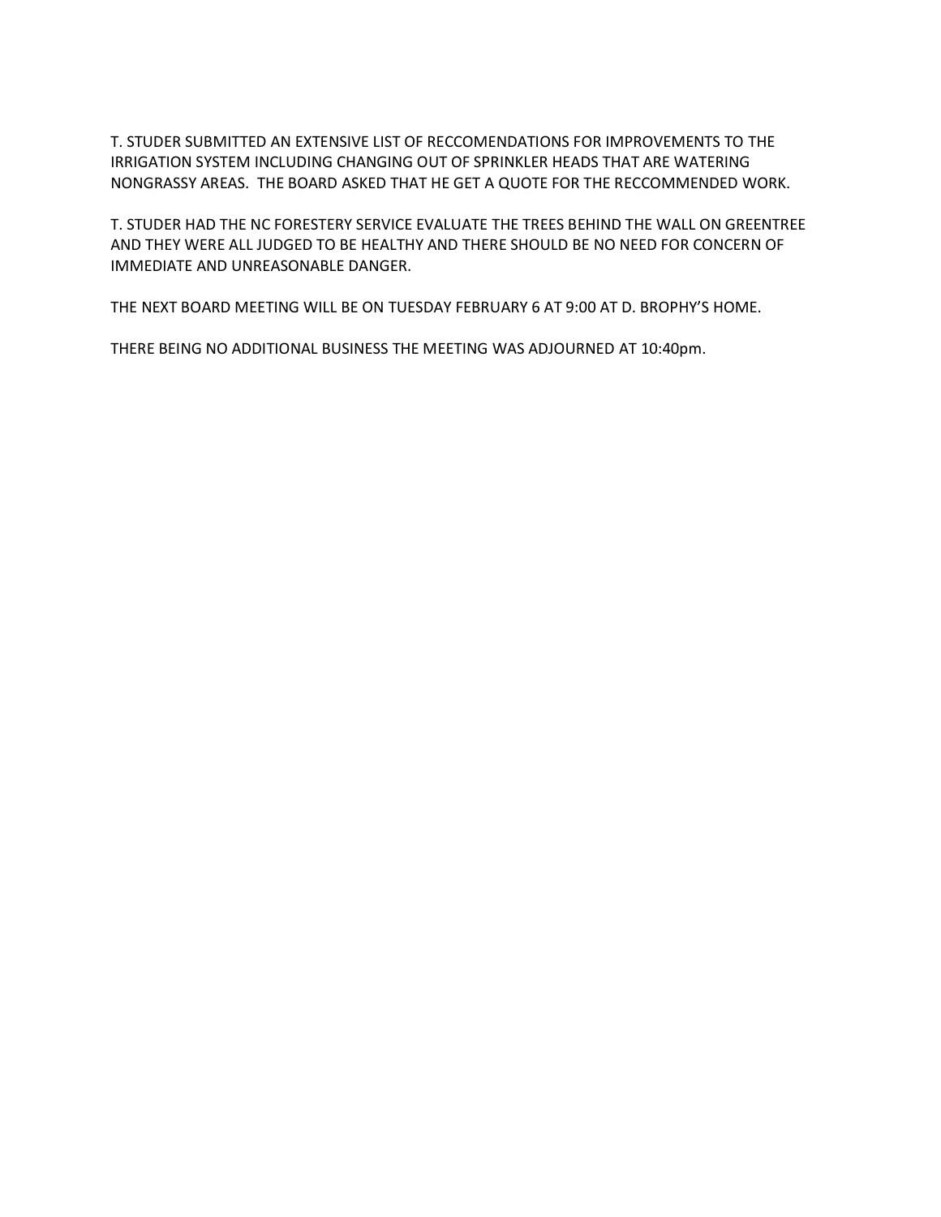T. STUDER SUBMITTED AN EXTENSIVE LIST OF RECCOMENDATIONS FOR IMPROVEMENTS TO THE IRRIGATION SYSTEM INCLUDING CHANGING OUT OF SPRINKLER HEADS THAT ARE WATERING NONGRASSY AREAS. THE BOARD ASKED THAT HE GET A QUOTE FOR THE RECCOMMENDED WORK.

T. STUDER HAD THE NC FORESTERY SERVICE EVALUATE THE TREES BEHIND THE WALL ON GREENTREE AND THEY WERE ALL JUDGED TO BE HEALTHY AND THERE SHOULD BE NO NEED FOR CONCERN OF IMMEDIATE AND UNREASONABLE DANGER.

THE NEXT BOARD MEETING WILL BE ON TUESDAY FEBRUARY 6 AT 9:00 AT D. BROPHY'S HOME.

THERE BEING NO ADDITIONAL BUSINESS THE MEETING WAS ADJOURNED AT 10:40pm.